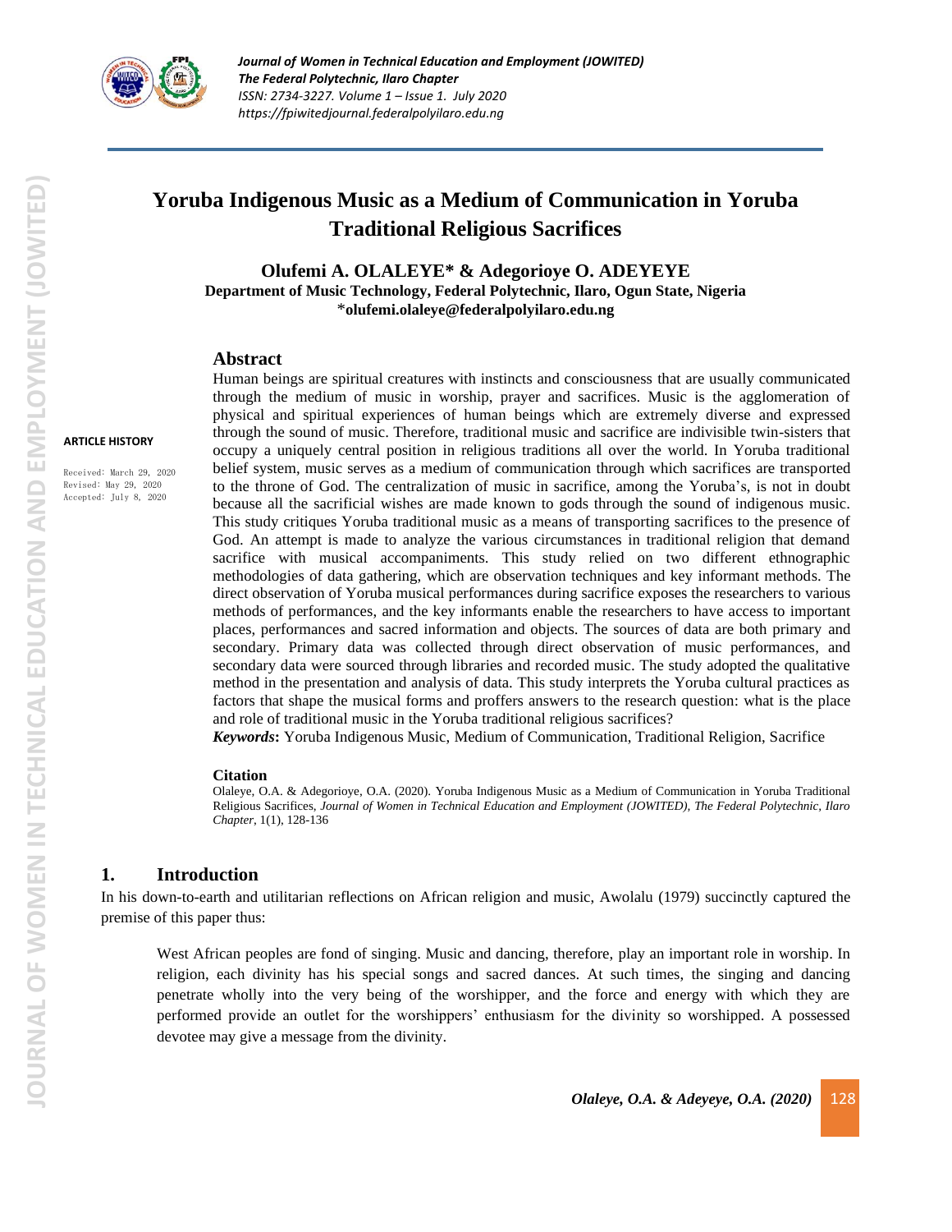# Yoruba Indigenous Music as a Medium of Communication in Yoruba Traditional Religious Sacrifices

**Olufemi A. OLALEYE* & Adegorioye O. ADEYEYE**
**Department of Music Technology, Federal Polytechnic, Ilaro, Ogun State, Nigeria**
***olufemi.olaleye@federalpolyilaro.edu.ng**

**ARTICLE HISTORY**

Received: March 29, 2020
Revised: May 29, 2020
Accepted: July 8, 2020

## Abstract

Human beings are spiritual creatures with instincts and consciousness that are usually communicated through the medium of music in worship, prayer and sacrifices. Music is the agglomeration of physical and spiritual experiences of human beings which are extremely diverse and expressed through the sound of music. Therefore, traditional music and sacrifice are indivisible twin-sisters that occupy a uniquely central position in religious traditions all over the world. In Yoruba traditional belief system, music serves as a medium of communication through which sacrifices are transported to the throne of God. The centralization of music in sacrifice, among the Yoruba's, is not in doubt because all the sacrificial wishes are made known to gods through the sound of indigenous music. This study critiques Yoruba traditional music as a means of transporting sacrifices to the presence of God. An attempt is made to analyze the various circumstances in traditional religion that demand sacrifice with musical accompaniments. This study relied on two different ethnographic methodologies of data gathering, which are observation techniques and key informant methods. The direct observation of Yoruba musical performances during sacrifice exposes the researchers to various methods of performances, and the key informants enable the researchers to have access to important places, performances and sacred information and objects. The sources of data are both primary and secondary. Primary data was collected through direct observation of music performances, and secondary data were sourced through libraries and recorded music. The study adopted the qualitative method in the presentation and analysis of data. This study interprets the Yoruba cultural practices as factors that shape the musical forms and proffers answers to the research question: what is the place and role of traditional music in the Yoruba traditional religious sacrifices?

***Keywords*:** Yoruba Indigenous Music, Medium of Communication, Traditional Religion, Sacrifice

#### Citation

Olaleye, O.A. & Adegorioye, O.A. (2020). Yoruba Indigenous Music as a Medium of Communication in Yoruba Traditional Religious Sacrifices, *Journal of Women in Technical Education and Employment (JOWITED), The Federal Polytechnic, Ilaro Chapter*, 1(1), 128-136

## 1. Introduction

In his down-to-earth and utilitarian reflections on African religion and music, Awolalu (1979) succinctly captured the premise of this paper thus:

> West African peoples are fond of singing. Music and dancing, therefore, play an important role in worship. In religion, each divinity has his special songs and sacred dances. At such times, the singing and dancing penetrate wholly into the very being of the worshipper, and the force and energy with which they are performed provide an outlet for the worshippers' enthusiasm for the divinity so worshipped. A possessed devotee may give a message from the divinity.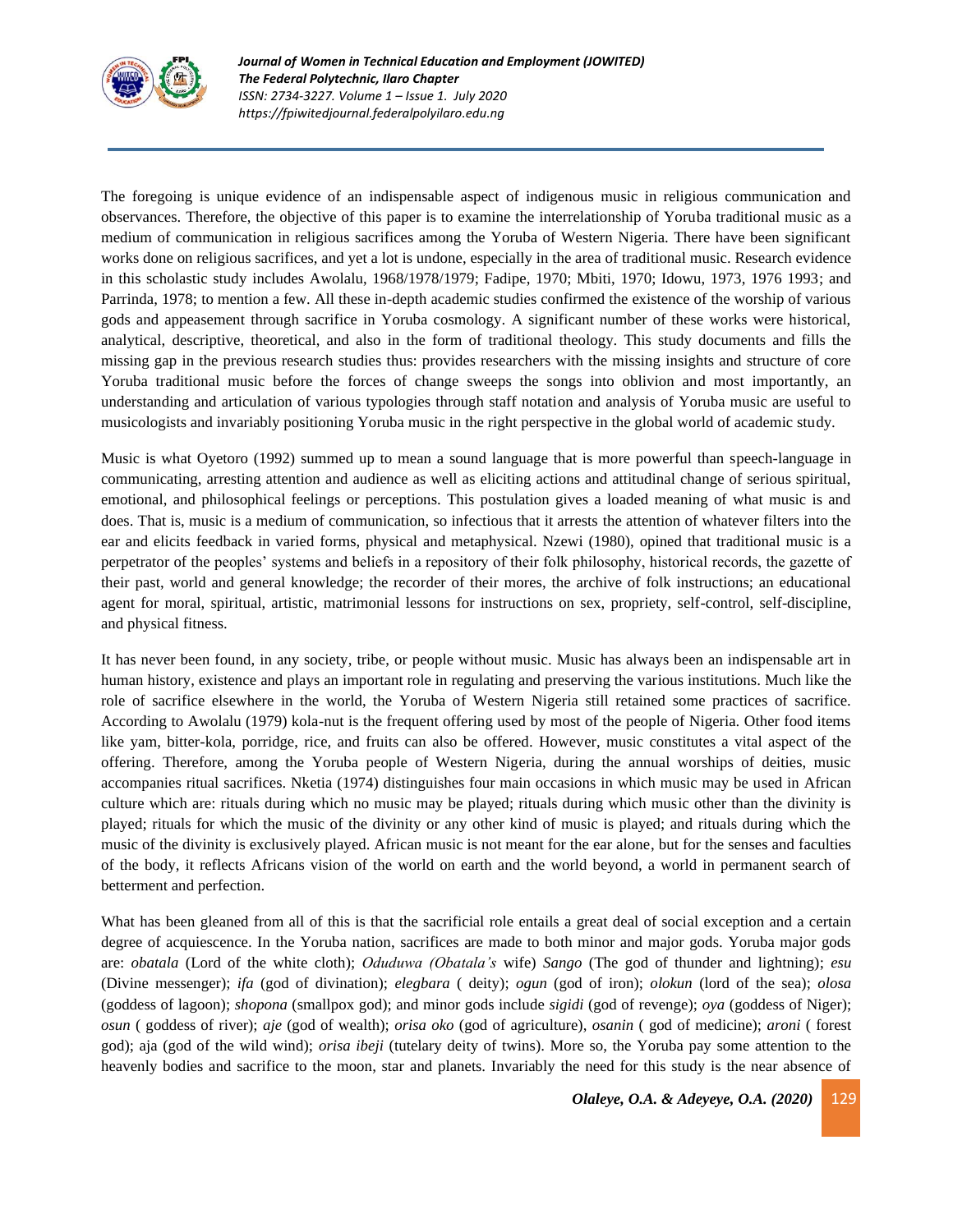The foregoing is unique evidence of an indispensable aspect of indigenous music in religious communication and observances. Therefore, the objective of this paper is to examine the interrelationship of Yoruba traditional music as a medium of communication in religious sacrifices among the Yoruba of Western Nigeria. There have been significant works done on religious sacrifices, and yet a lot is undone, especially in the area of traditional music. Research evidence in this scholastic study includes Awolalu, 1968/1978/1979; Fadipe, 1970; Mbiti, 1970; Idowu, 1973, 1976 1993; and Parrinda, 1978; to mention a few. All these in-depth academic studies confirmed the existence of the worship of various gods and appeasement through sacrifice in Yoruba cosmology. A significant number of these works were historical, analytical, descriptive, theoretical, and also in the form of traditional theology. This study documents and fills the missing gap in the previous research studies thus: provides researchers with the missing insights and structure of core Yoruba traditional music before the forces of change sweeps the songs into oblivion and most importantly, an understanding and articulation of various typologies through staff notation and analysis of Yoruba music are useful to musicologists and invariably positioning Yoruba music in the right perspective in the global world of academic study.

Music is what Oyetoro (1992) summed up to mean a sound language that is more powerful than speech-language in communicating, arresting attention and audience as well as eliciting actions and attitudinal change of serious spiritual, emotional, and philosophical feelings or perceptions. This postulation gives a loaded meaning of what music is and does. That is, music is a medium of communication, so infectious that it arrests the attention of whatever filters into the ear and elicits feedback in varied forms, physical and metaphysical. Nzewi (1980), opined that traditional music is a perpetrator of the peoples' systems and beliefs in a repository of their folk philosophy, historical records, the gazette of their past, world and general knowledge; the recorder of their mores, the archive of folk instructions; an educational agent for moral, spiritual, artistic, matrimonial lessons for instructions on sex, propriety, self-control, self-discipline, and physical fitness.

It has never been found, in any society, tribe, or people without music. Music has always been an indispensable art in human history, existence and plays an important role in regulating and preserving the various institutions. Much like the role of sacrifice elsewhere in the world, the Yoruba of Western Nigeria still retained some practices of sacrifice. According to Awolalu (1979) kola-nut is the frequent offering used by most of the people of Nigeria. Other food items like yam, bitter-kola, porridge, rice, and fruits can also be offered. However, music constitutes a vital aspect of the offering. Therefore, among the Yoruba people of Western Nigeria, during the annual worships of deities, music accompanies ritual sacrifices. Nketia (1974) distinguishes four main occasions in which music may be used in African culture which are: rituals during which no music may be played; rituals during which music other than the divinity is played; rituals for which the music of the divinity or any other kind of music is played; and rituals during which the music of the divinity is exclusively played. African music is not meant for the ear alone, but for the senses and faculties of the body, it reflects Africans vision of the world on earth and the world beyond, a world in permanent search of betterment and perfection.

What has been gleaned from all of this is that the sacrificial role entails a great deal of social exception and a certain degree of acquiescence. In the Yoruba nation, sacrifices are made to both minor and major gods. Yoruba major gods are: *obatala* (Lord of the white cloth); *Oduduwa (Obatala's* wife) *Sango* (The god of thunder and lightning); *esu* (Divine messenger); *ifa* (god of divination); *elegbara* ( deity); *ogun* (god of iron); *olokun* (lord of the sea); *olosa* (goddess of lagoon); *shopona* (smallpox god); and minor gods include *sigidi* (god of revenge); *oya* (goddess of Niger); *osun* ( goddess of river); *aje* (god of wealth); *orisa oko* (god of agriculture), *osanin* ( god of medicine); *aroni* ( forest god); aja (god of the wild wind); *orisa ibeji* (tutelary deity of twins). More so, the Yoruba pay some attention to the heavenly bodies and sacrifice to the moon, star and planets. Invariably the need for this study is the near absence of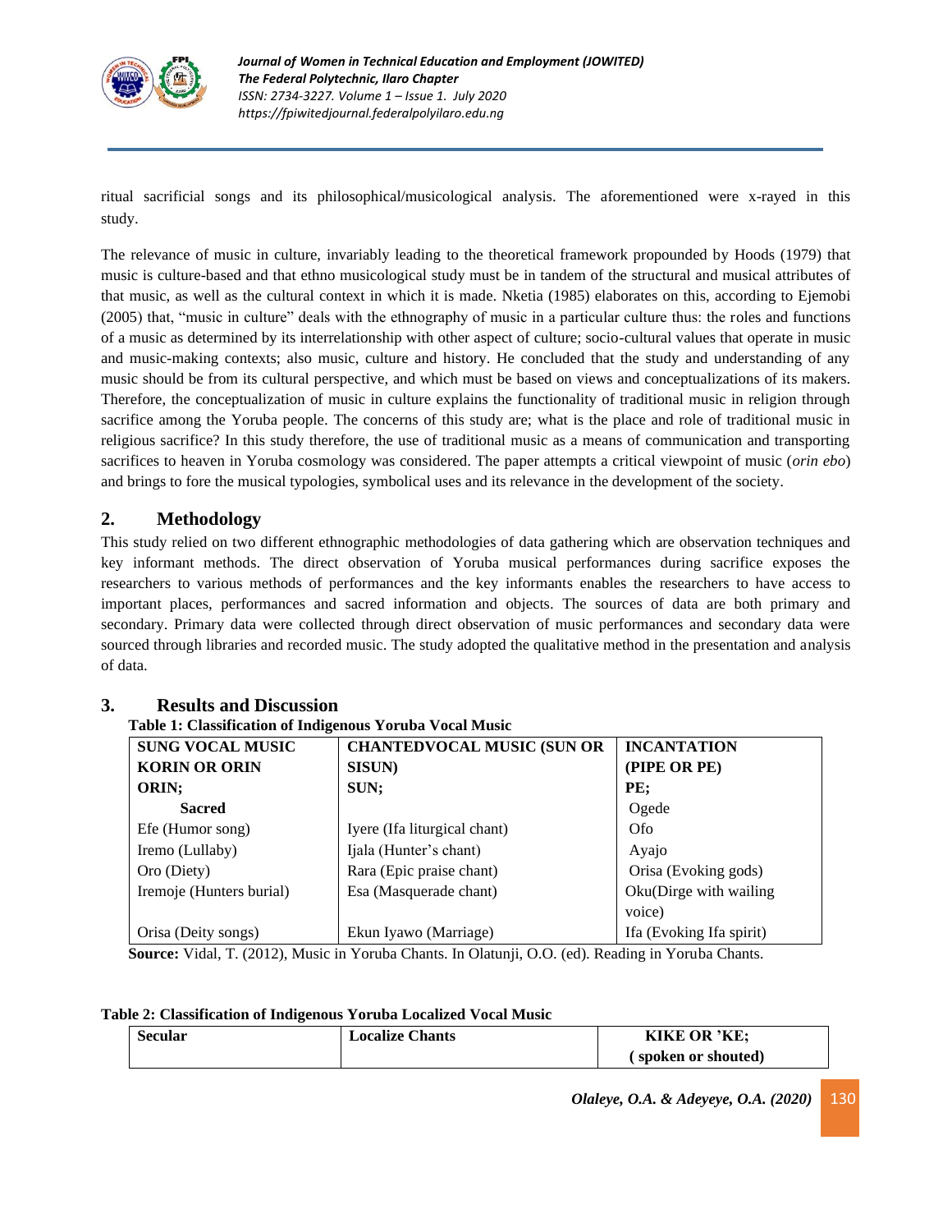ritual sacrificial songs and its philosophical/musicological analysis. The aforementioned were x-rayed in this study.

The relevance of music in culture, invariably leading to the theoretical framework propounded by Hoods (1979) that music is culture-based and that ethno musicological study must be in tandem of the structural and musical attributes of that music, as well as the cultural context in which it is made. Nketia (1985) elaborates on this, according to Ejemobi (2005) that, "music in culture" deals with the ethnography of music in a particular culture thus: the roles and functions of a music as determined by its interrelationship with other aspect of culture; socio-cultural values that operate in music and music-making contexts; also music, culture and history. He concluded that the study and understanding of any music should be from its cultural perspective, and which must be based on views and conceptualizations of its makers. Therefore, the conceptualization of music in culture explains the functionality of traditional music in religion through sacrifice among the Yoruba people. The concerns of this study are; what is the place and role of traditional music in religious sacrifice? In this study therefore, the use of traditional music as a means of communication and transporting sacrifices to heaven in Yoruba cosmology was considered. The paper attempts a critical viewpoint of music (*orin ebo*) and brings to fore the musical typologies, symbolical uses and its relevance in the development of the society.

## 2. Methodology

This study relied on two different ethnographic methodologies of data gathering which are observation techniques and key informant methods. The direct observation of Yoruba musical performances during sacrifice exposes the researchers to various methods of performances and the key informants enables the researchers to have access to important places, performances and sacred information and objects. The sources of data are both primary and secondary. Primary data were collected through direct observation of music performances and secondary data were sourced through libraries and recorded music. The study adopted the qualitative method in the presentation and analysis of data.

## 3. Results and Discussion

**Table 1: Classification of Indigenous Yoruba Vocal Music**

| SUNG VOCAL MUSIC KORIN OR ORIN ORIN; | CHANTEDVOCAL MUSIC (SUN OR SISUN) SUN; | INCANTATION (PIPE OR PE) PE; |
|---|---|---|
| **Sacred** | | Ogede |
| Efe (Humor song) | Iyere (Ifa liturgical chant) | Ofo |
| Iremo (Lullaby) | Ijala (Hunter's chant) | Ayajo |
| Oro (Diety) | Rara (Epic praise chant) | Orisa (Evoking gods) |
| Iremoje (Hunters burial) | Esa (Masquerade chant) | Oku(Dirge with wailing voice) |
| Orisa (Deity songs) | Ekun Iyawo (Marriage) | Ifa (Evoking Ifa spirit) |

**Source:** Vidal, T. (2012), Music in Yoruba Chants. In Olatunji, O.O. (ed). Reading in Yoruba Chants.

**Table 2: Classification of Indigenous Yoruba Localized Vocal Music**

| Secular | Localize Chants | KIKE OR 'KE; ( spoken or shouted) |
|---|---|---|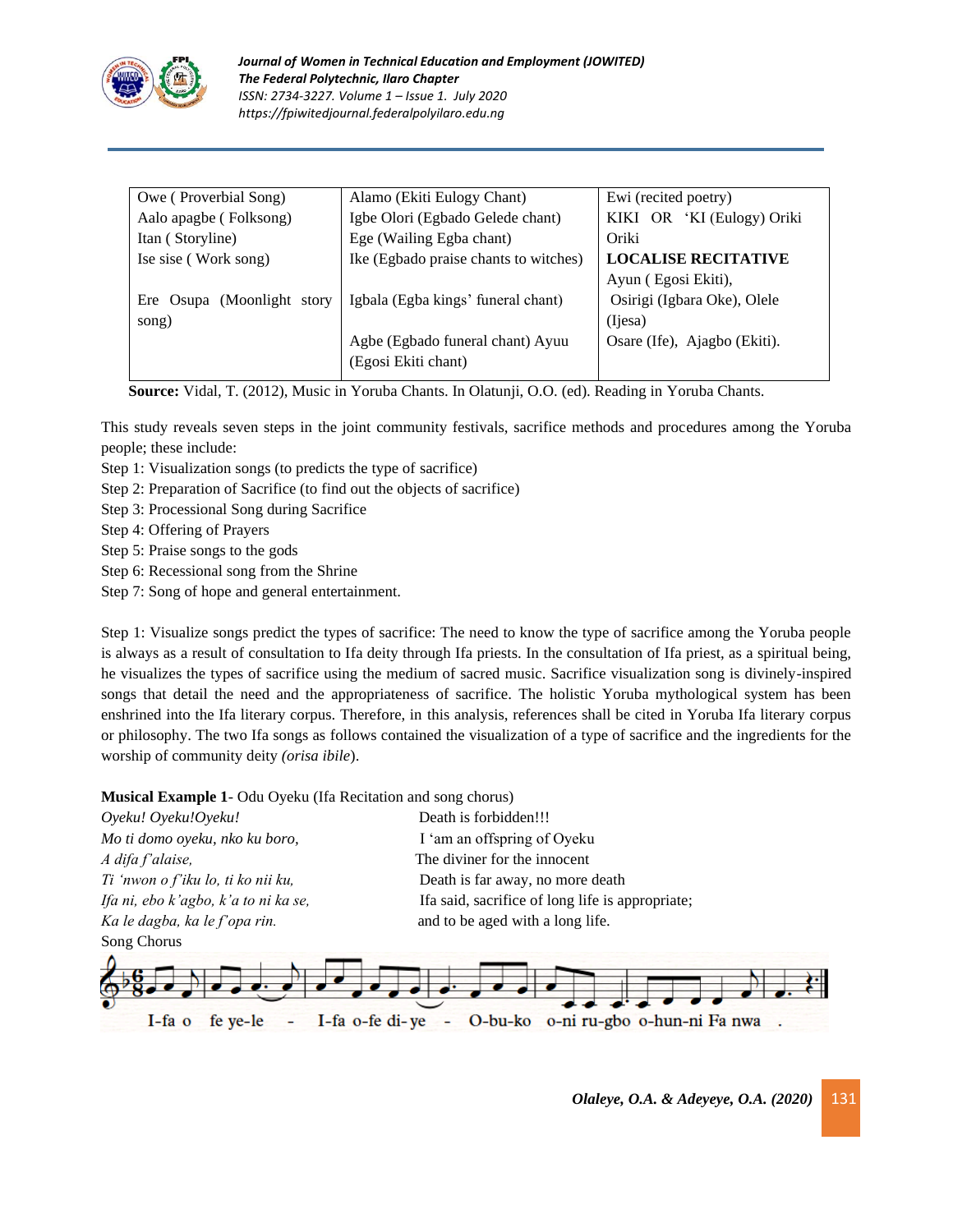| | | |
|---|---|---|
| Owe ( Proverbial Song) | Alamo (Ekiti Eulogy Chant) | Ewi (recited poetry) |
| Aalo apagbe ( Folksong) | Igbe Olori (Egbado Gelede chant) | KIKI OR 'KI (Eulogy) Oriki |
| Itan ( Storyline) | Ege (Wailing Egba chant) | Oriki |
| Ise sise ( Work song) | Ike (Egbado praise chants to witches) | **LOCALISE RECITATIVE** |
| | | Ayun ( Egosi Ekiti), |
| Ere Osupa (Moonlight story song) | Igbala (Egba kings' funeral chant) | Osirigi (Igbara Oke), Olele (Ijesa) |
| | Agbe (Egbado funeral chant) Ayuu (Egosi Ekiti chant) | Osare (Ife), Ajagbo (Ekiti). |

**Source:** Vidal, T. (2012), Music in Yoruba Chants. In Olatunji, O.O. (ed). Reading in Yoruba Chants.

This study reveals seven steps in the joint community festivals, sacrifice methods and procedures among the Yoruba people; these include:

Step 1: Visualization songs (to predicts the type of sacrifice)
Step 2: Preparation of Sacrifice (to find out the objects of sacrifice)
Step 3: Processional Song during Sacrifice
Step 4: Offering of Prayers
Step 5: Praise songs to the gods
Step 6: Recessional song from the Shrine
Step 7: Song of hope and general entertainment.

Step 1: Visualize songs predict the types of sacrifice: The need to know the type of sacrifice among the Yoruba people is always as a result of consultation to Ifa deity through Ifa priests. In the consultation of Ifa priest, as a spiritual being, he visualizes the types of sacrifice using the medium of sacred music. Sacrifice visualization song is divinely-inspired songs that detail the need and the appropriateness of sacrifice. The holistic Yoruba mythological system has been enshrined into the Ifa literary corpus. Therefore, in this analysis, references shall be cited in Yoruba Ifa literary corpus or philosophy. The two Ifa songs as follows contained the visualization of a type of sacrifice and the ingredients for the worship of community deity *(orisa ibile*).

**Musical Example 1**- Odu Oyeku (Ifa Recitation and song chorus)

| | |
|---|---|
| *Oyeku! Oyeku!Oyeku!* | Death is forbidden!!! |
| *Mo ti domo oyeku, nko ku boro,* | I 'am an offspring of Oyeku |
| *A difa f'alaise,* | The diviner for the innocent |
| *Ti 'nwon o f'iku lo, ti ko nii ku,* | Death is far away, no more death |
| *Ifa ni, ebo k'agbo, k'a to ni ka se,* | Ifa said, sacrifice of long life is appropriate; |
| *Ka le dagba, ka le f'opa rin.* | and to be aged with a long life. |

Song Chorus

I-fa o fe ye-le - I-fa o-fe di-ye - O-bu-ko o-ni ru-gbo o-hun-ni Fa nwa .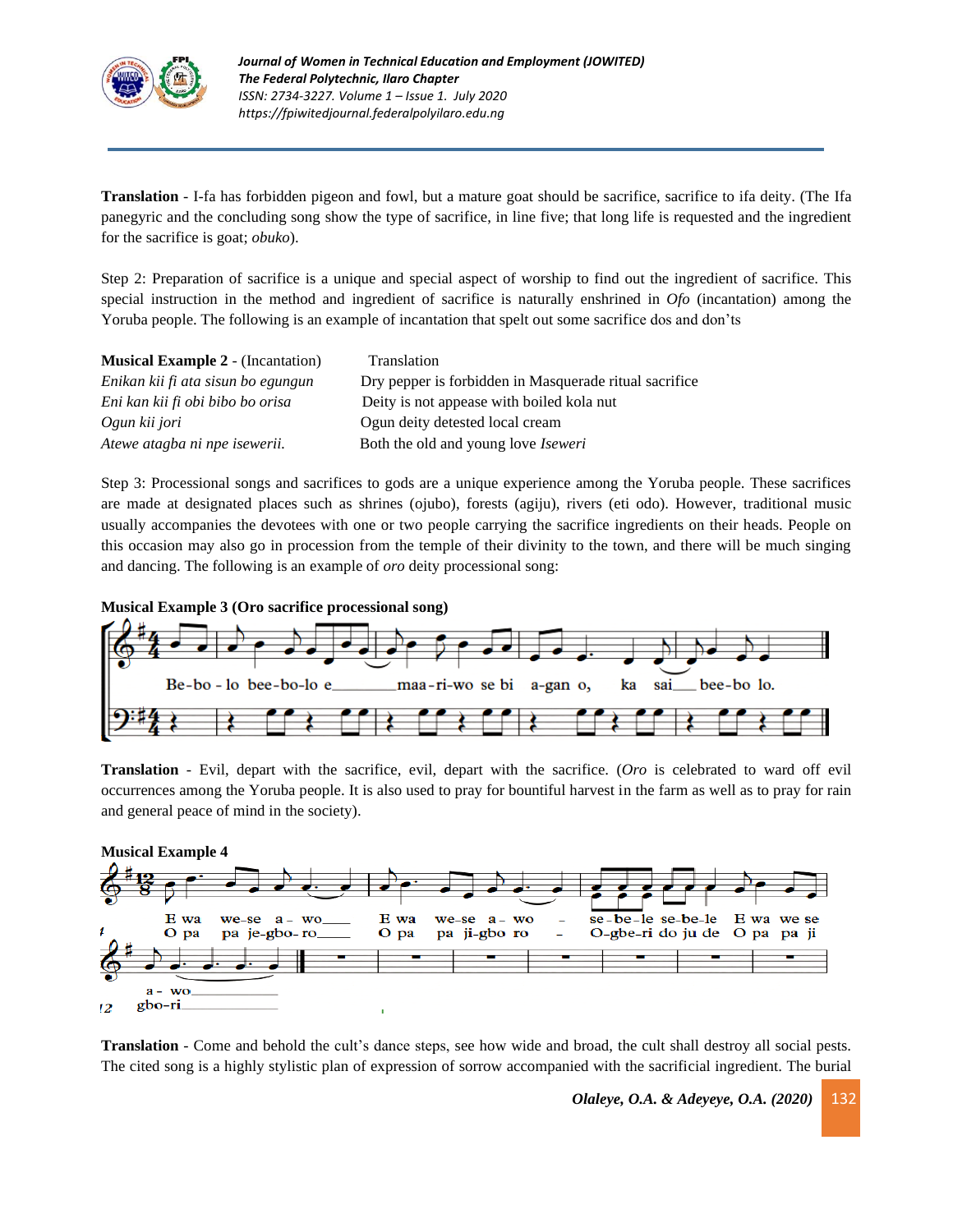**Translation** - I-fa has forbidden pigeon and fowl, but a mature goat should be sacrifice, sacrifice to ifa deity. (The Ifa panegyric and the concluding song show the type of sacrifice, in line five; that long life is requested and the ingredient for the sacrifice is goat; *obuko*).

Step 2: Preparation of sacrifice is a unique and special aspect of worship to find out the ingredient of sacrifice. This special instruction in the method and ingredient of sacrifice is naturally enshrined in *Ofo* (incantation) among the Yoruba people. The following is an example of incantation that spelt out some sacrifice dos and don'ts

| **Musical Example 2** - (Incantation) | Translation |
|---|---|
| *Enikan kii fi ata sisun bo egungun* | Dry pepper is forbidden in Masquerade ritual sacrifice |
| *Eni kan kii fi obi bibo bo orisa* | Deity is not appease with boiled kola nut |
| *Ogun kii jori* | Ogun deity detested local cream |
| *Atewe atagba ni npe isewerii.* | Both the old and young love *Iseweri* |

Step 3: Processional songs and sacrifices to gods are a unique experience among the Yoruba people. These sacrifices are made at designated places such as shrines (ojubo), forests (agiju), rivers (eti odo). However, traditional music usually accompanies the devotees with one or two people carrying the sacrifice ingredients on their heads. People on this occasion may also go in procession from the temple of their divinity to the town, and there will be much singing and dancing. The following is an example of *oro* deity processional song:

**Musical Example 3 (Oro sacrifice processional song)**

Be-bo - lo bee-bo-lo e maa-ri-wo se bi a-gan o, ka sai bee-bo lo.

**Translation** - Evil, depart with the sacrifice, evil, depart with the sacrifice. (*Oro* is celebrated to ward off evil occurrences among the Yoruba people. It is also used to pray for bountiful harvest in the farm as well as to pray for rain and general peace of mind in the society).

**Musical Example 4**

E wa we-se a - wo E wa we-se a - wo - se-be-le se-be-le E wa we se a - wo
O pa pa je-gbo- ro O pa pa ji-gbo ro - O-gbe-ri do ju de O pa pa ji gbo-ri

**Translation** - Come and behold the cult's dance steps, see how wide and broad, the cult shall destroy all social pests. The cited song is a highly stylistic plan of expression of sorrow accompanied with the sacrificial ingredient. The burial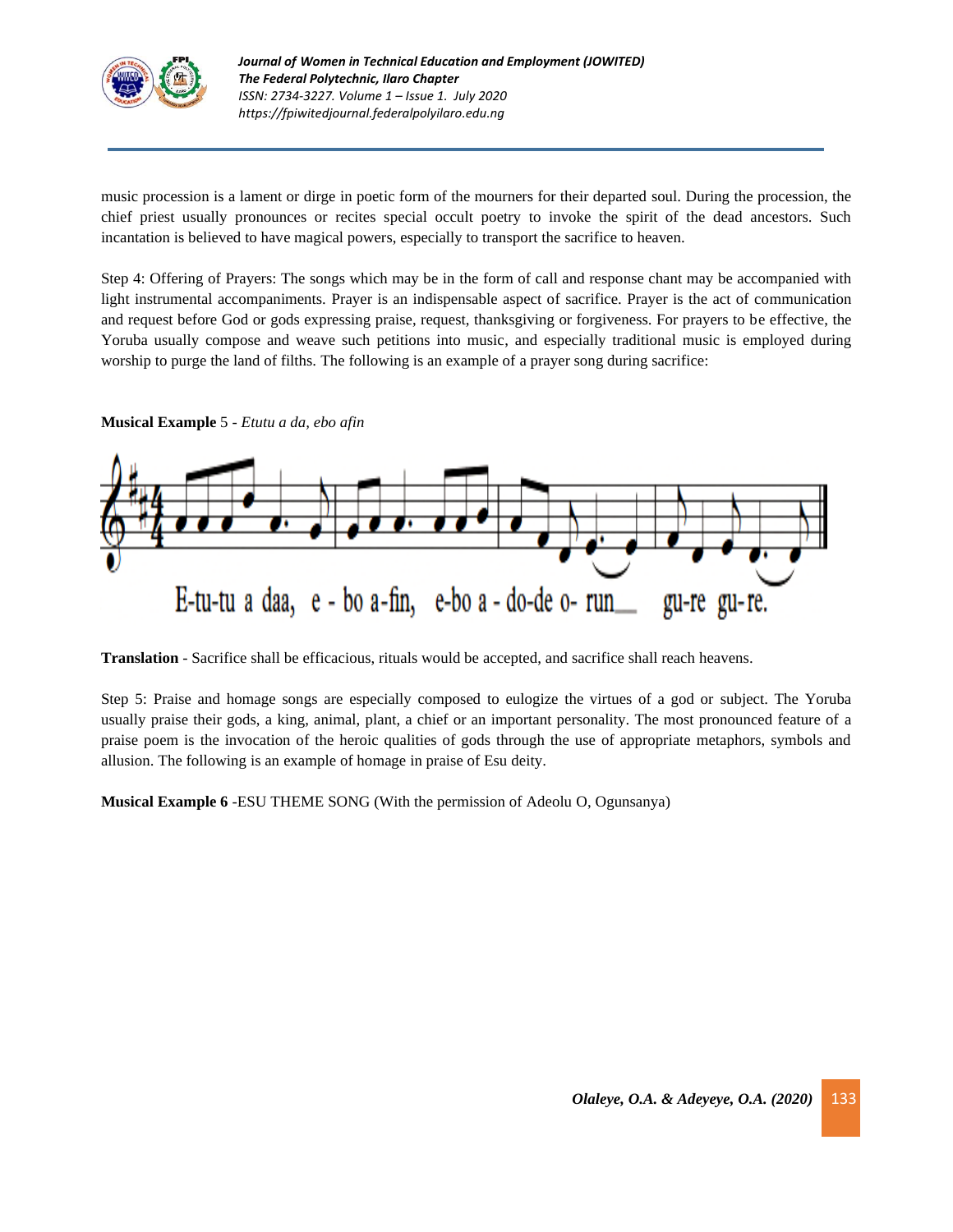music procession is a lament or dirge in poetic form of the mourners for their departed soul. During the procession, the chief priest usually pronounces or recites special occult poetry to invoke the spirit of the dead ancestors. Such incantation is believed to have magical powers, especially to transport the sacrifice to heaven.

Step 4: Offering of Prayers: The songs which may be in the form of call and response chant may be accompanied with light instrumental accompaniments. Prayer is an indispensable aspect of sacrifice. Prayer is the act of communication and request before God or gods expressing praise, request, thanksgiving or forgiveness. For prayers to be effective, the Yoruba usually compose and weave such petitions into music, and especially traditional music is employed during worship to purge the land of filths. The following is an example of a prayer song during sacrifice:

**Musical Example** 5 - *Etutu a da, ebo afin*

E-tu-tu a daa, e - bo a-fin, e-bo a - do-de o- run__ gu-re gu-re.

**Translation** - Sacrifice shall be efficacious, rituals would be accepted, and sacrifice shall reach heavens.

Step 5: Praise and homage songs are especially composed to eulogize the virtues of a god or subject. The Yoruba usually praise their gods, a king, animal, plant, a chief or an important personality. The most pronounced feature of a praise poem is the invocation of the heroic qualities of gods through the use of appropriate metaphors, symbols and allusion. The following is an example of homage in praise of Esu deity.

**Musical Example 6** -ESU THEME SONG (With the permission of Adeolu O, Ogunsanya)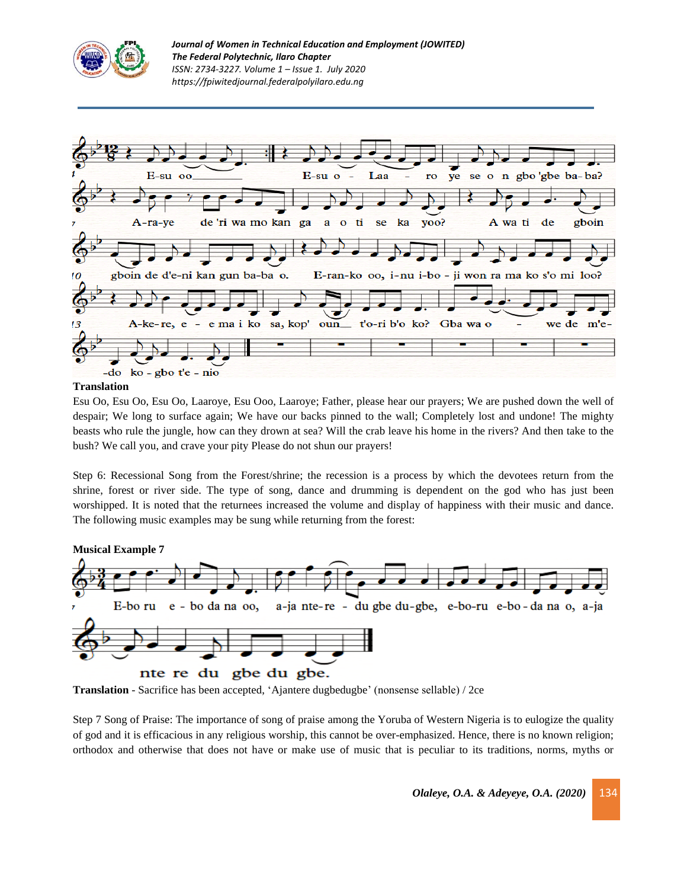**Translation**

Esu Oo, Esu Oo, Esu Oo, Laaroye, Esu Ooo, Laaroye; Father, please hear our prayers; We are pushed down the well of despair; We long to surface again; We have our backs pinned to the wall; Completely lost and undone! The mighty beasts who rule the jungle, how can they drown at sea? Will the crab leave his home in the rivers? And then take to the bush? We call you, and crave your pity Please do not shun our prayers!

Step 6: Recessional Song from the Forest/shrine; the recession is a process by which the devotees return from the shrine, forest or river side. The type of song, dance and drumming is dependent on the god who has just been worshipped. It is noted that the returnees increased the volume and display of happiness with their music and dance. The following music examples may be sung while returning from the forest:

**Musical Example 7**

**Translation** - Sacrifice has been accepted, 'Ajantere dugbedugbe' (nonsense sellable) / 2ce

Step 7 Song of Praise: The importance of song of praise among the Yoruba of Western Nigeria is to eulogize the quality of god and it is efficacious in any religious worship, this cannot be over-emphasized. Hence, there is no known religion; orthodox and otherwise that does not have or make use of music that is peculiar to its traditions, norms, myths or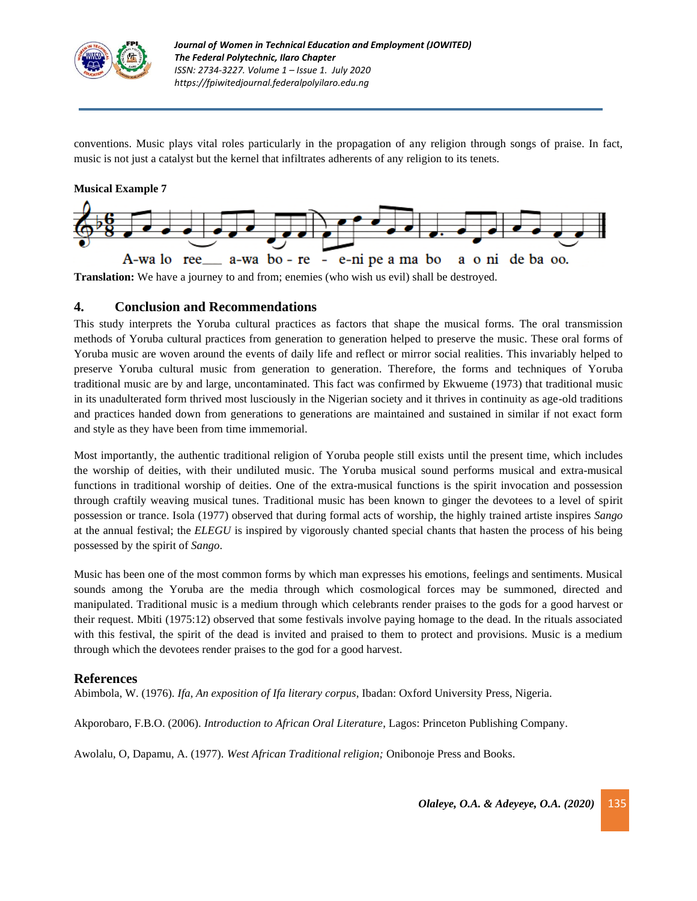conventions. Music plays vital roles particularly in the propagation of any religion through songs of praise. In fact, music is not just a catalyst but the kernel that infiltrates adherents of any religion to its tenets.

**Musical Example 7**

A-wa lo ree___ a-wa bo - re - e-ni pe a ma bo a o ni de ba oo.

**Translation:** We have a journey to and from; enemies (who wish us evil) shall be destroyed.

## 4. Conclusion and Recommendations

This study interprets the Yoruba cultural practices as factors that shape the musical forms. The oral transmission methods of Yoruba cultural practices from generation to generation helped to preserve the music. These oral forms of Yoruba music are woven around the events of daily life and reflect or mirror social realities. This invariably helped to preserve Yoruba cultural music from generation to generation. Therefore, the forms and techniques of Yoruba traditional music are by and large, uncontaminated. This fact was confirmed by Ekwueme (1973) that traditional music in its unadulterated form thrived most lusciously in the Nigerian society and it thrives in continuity as age-old traditions and practices handed down from generations to generations are maintained and sustained in similar if not exact form and style as they have been from time immemorial.

Most importantly, the authentic traditional religion of Yoruba people still exists until the present time, which includes the worship of deities, with their undiluted music. The Yoruba musical sound performs musical and extra-musical functions in traditional worship of deities. One of the extra-musical functions is the spirit invocation and possession through craftily weaving musical tunes. Traditional music has been known to ginger the devotees to a level of spirit possession or trance. Isola (1977) observed that during formal acts of worship, the highly trained artiste inspires *Sango* at the annual festival; the *ELEGU* is inspired by vigorously chanted special chants that hasten the process of his being possessed by the spirit of *Sango*.

Music has been one of the most common forms by which man expresses his emotions, feelings and sentiments. Musical sounds among the Yoruba are the media through which cosmological forces may be summoned, directed and manipulated. Traditional music is a medium through which celebrants render praises to the gods for a good harvest or their request. Mbiti (1975:12) observed that some festivals involve paying homage to the dead. In the rituals associated with this festival, the spirit of the dead is invited and praised to them to protect and provisions. Music is a medium through which the devotees render praises to the god for a good harvest.

## References

Abimbola, W. (1976). *Ifa, An exposition of Ifa literary corpus*, Ibadan: Oxford University Press, Nigeria.

Akporobaro, F.B.O. (2006). *Introduction to African Oral Literature*, Lagos: Princeton Publishing Company.

Awolalu, O, Dapamu, A. (1977). *West African Traditional religion;* Onibonoje Press and Books.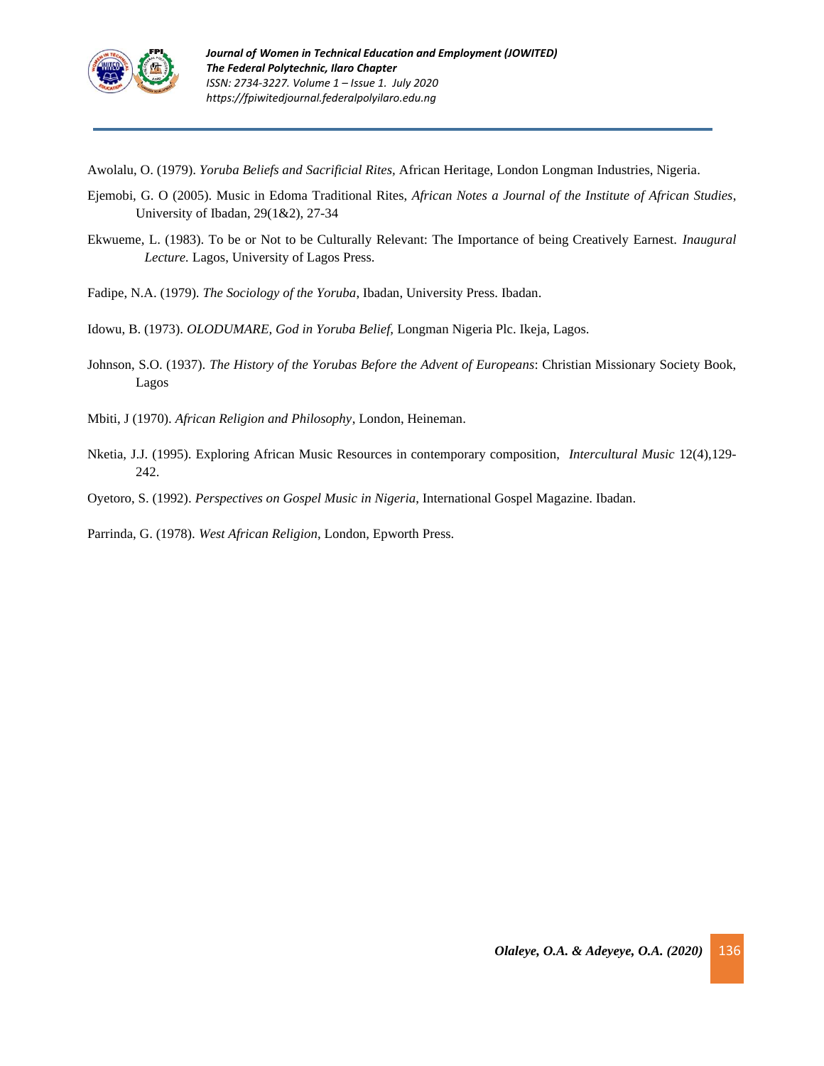Awolalu, O. (1979). *Yoruba Beliefs and Sacrificial Rites,* African Heritage, London Longman Industries, Nigeria.

Ejemobi, G. O (2005). Music in Edoma Traditional Rites, *African Notes a Journal of the Institute of African Studies*, University of Ibadan, 29(1&2), 27-34

Ekwueme, L. (1983). To be or Not to be Culturally Relevant: The Importance of being Creatively Earnest. *Inaugural Lecture.* Lagos, University of Lagos Press.

Fadipe, N.A. (1979). *The Sociology of the Yoruba*, Ibadan, University Press. Ibadan.

Idowu, B. (1973). *OLODUMARE, God in Yoruba Belief*, Longman Nigeria Plc. Ikeja, Lagos.

Johnson, S.O. (1937). *The History of the Yorubas Before the Advent of Europeans*: Christian Missionary Society Book, Lagos

Mbiti, J (1970). *African Religion and Philosophy*, London, Heineman.

Nketia, J.J. (1995). Exploring African Music Resources in contemporary composition, *Intercultural Music* 12(4),129-242.

Oyetoro, S. (1992). *Perspectives on Gospel Music in Nigeria*, International Gospel Magazine. Ibadan.

Parrinda, G. (1978). *West African Religion*, London, Epworth Press.